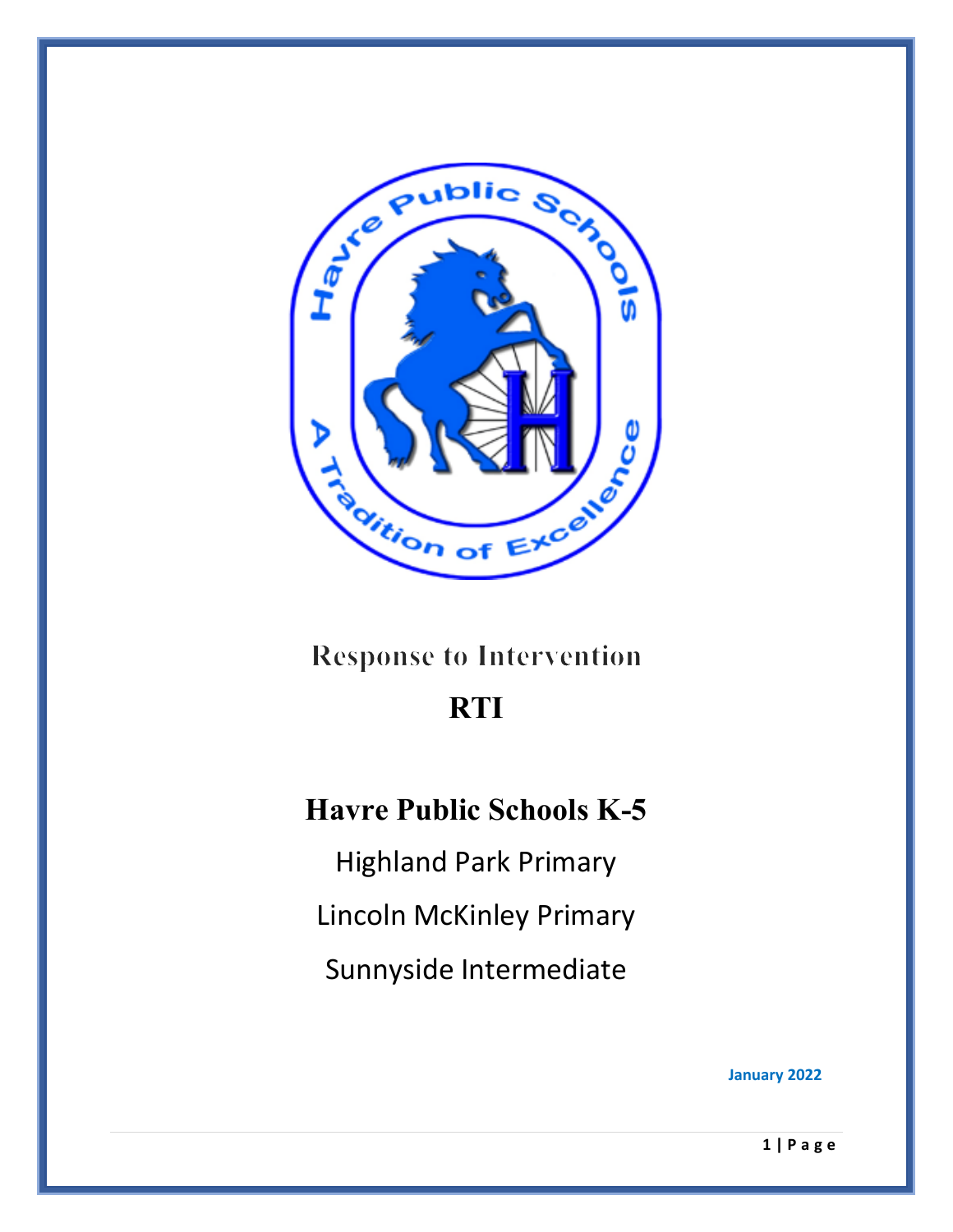# Response to Intervention

# RTI

## Havre Public Schools K-5

Highland Park Primary

Lincoln McKinley Primary

Sunnyside Intermediate

January 2022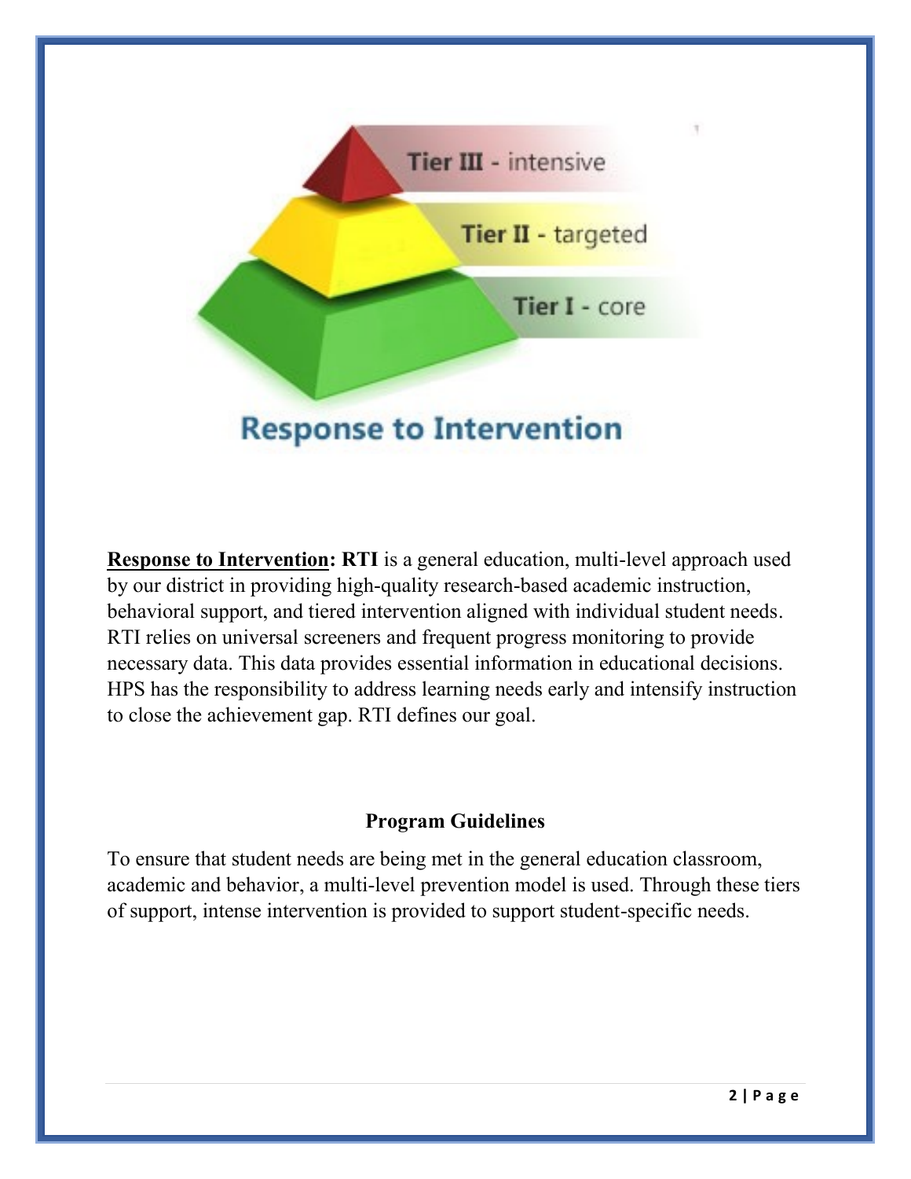Tier III - intensive

Tier II - targeted

Tier I - core

Response to Intervention

**Response to Intervention: RTI** is a general education, multi-level approach used by our district in providing high-quality research-based academic instruction, behavioral support, and tiered intervention aligned with individual student needs. RTI relies on universal screeners and frequent progress monitoring to provide necessary data. This data provides essential information in educational decisions. HPS has the responsibility to address learning needs early and intensify instruction to close the achievement gap. RTI defines our goal.

## Program Guidelines

To ensure that student needs are being met in the general education classroom, academic and behavior, a multi-level prevention model is used. Through these tiers of support, intense intervention is provided to support student-specific needs.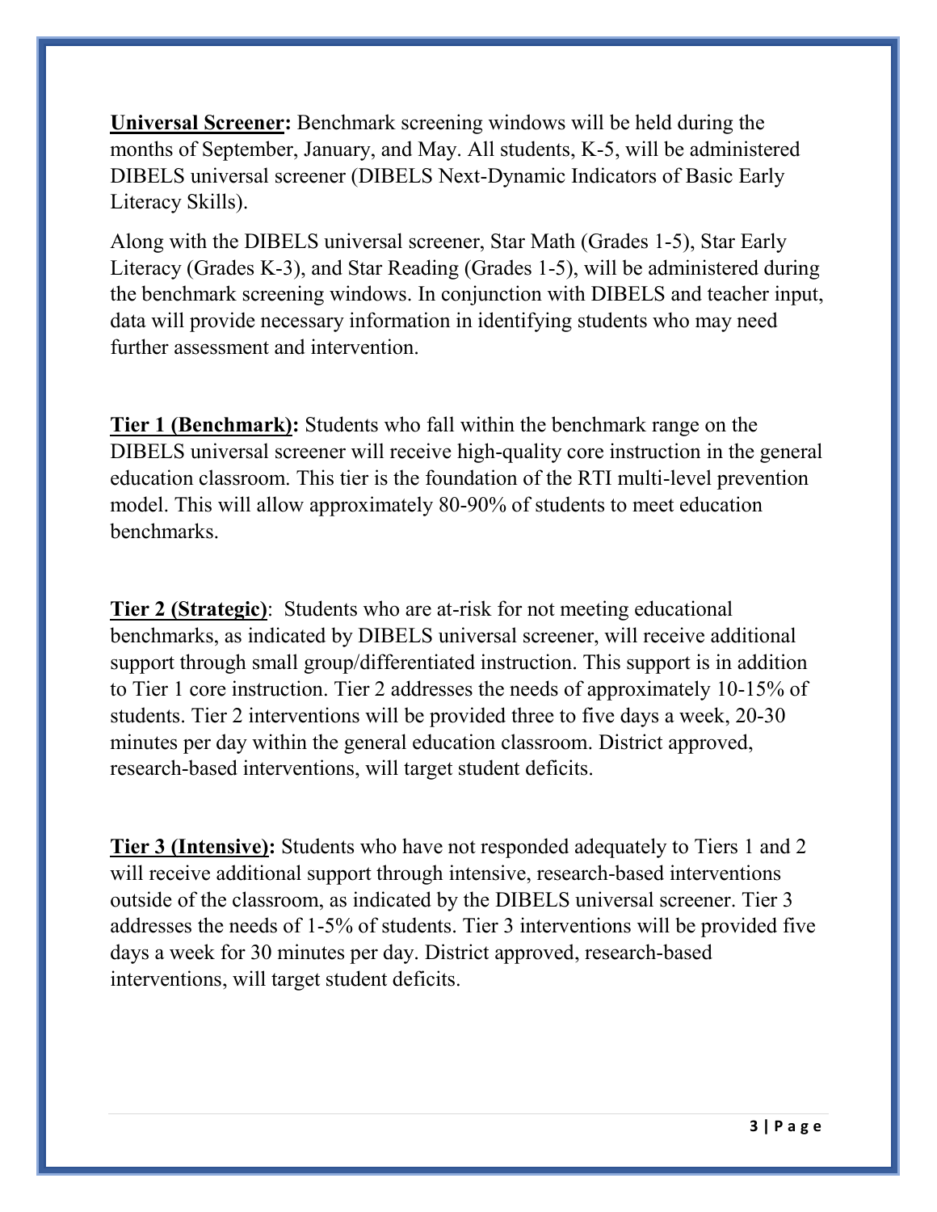**Universal Screener:** Benchmark screening windows will be held during the months of September, January, and May. All students, K-5, will be administered DIBELS universal screener (DIBELS Next-Dynamic Indicators of Basic Early Literacy Skills).

Along with the DIBELS universal screener, Star Math (Grades 1-5), Star Early Literacy (Grades K-3), and Star Reading (Grades 1-5), will be administered during the benchmark screening windows. In conjunction with DIBELS and teacher input, data will provide necessary information in identifying students who may need further assessment and intervention.

**Tier 1 (Benchmark):** Students who fall within the benchmark range on the DIBELS universal screener will receive high-quality core instruction in the general education classroom. This tier is the foundation of the RTI multi-level prevention model. This will allow approximately 80-90% of students to meet education benchmarks.

**Tier 2 (Strategic)**: Students who are at-risk for not meeting educational benchmarks, as indicated by DIBELS universal screener, will receive additional support through small group/differentiated instruction. This support is in addition to Tier 1 core instruction. Tier 2 addresses the needs of approximately 10-15% of students. Tier 2 interventions will be provided three to five days a week, 20-30 minutes per day within the general education classroom. District approved, research-based interventions, will target student deficits.

**Tier 3 (Intensive):** Students who have not responded adequately to Tiers 1 and 2 will receive additional support through intensive, research-based interventions outside of the classroom, as indicated by the DIBELS universal screener. Tier 3 addresses the needs of 1-5% of students. Tier 3 interventions will be provided five days a week for 30 minutes per day. District approved, research-based interventions, will target student deficits.